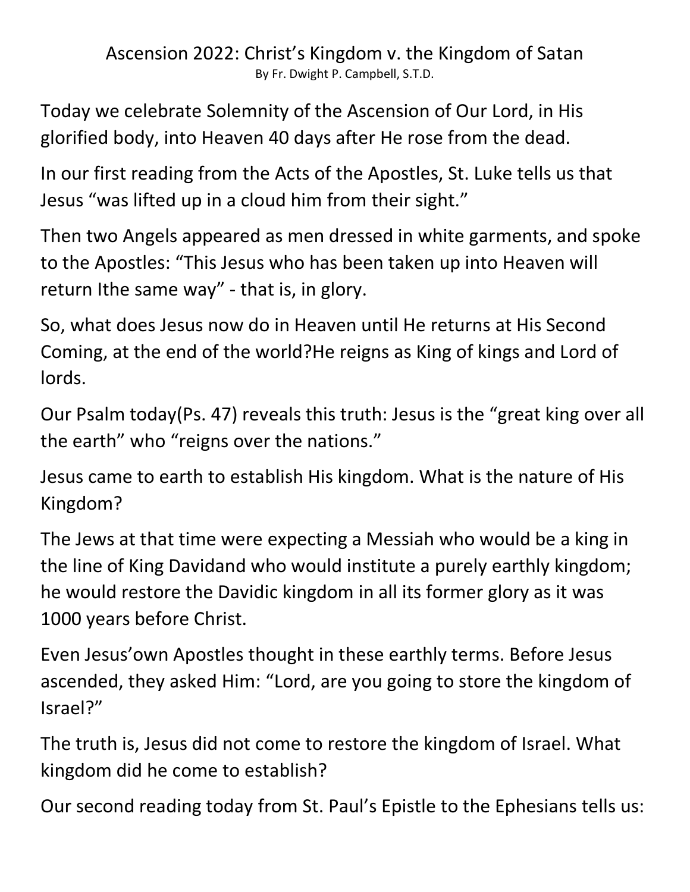# Ascension 2022: Christ's Kingdom v. the Kingdom of Satan

By Fr. Dwight P. Campbell, S.T.D.

Today we celebrate Solemnity of the Ascension of Our Lord, in His glorified body, into Heaven 40 days after He rose from the dead.

In our first reading from the Acts of the Apostles, St. Luke tells us that Jesus "was lifted up in a cloud him from their sight."

Then two Angels appeared as men dressed in white garments, and spoke to the Apostles: "This Jesus who has been taken up into Heaven will return Ithe same way" - that is, in glory.

So, what does Jesus now do in Heaven until He returns at His Second Coming, at the end of the world?He reigns as King of kings and Lord of lords.

Our Psalm today(Ps. 47) reveals this truth: Jesus is the "great king over all the earth" who "reigns over the nations."

Jesus came to earth to establish His kingdom. What is the nature of His Kingdom?

The Jews at that time were expecting a Messiah who would be a king in the line of King Davidand who would institute a purely earthly kingdom; he would restore the Davidic kingdom in all its former glory as it was 1000 years before Christ.

Even Jesus'own Apostles thought in these earthly terms. Before Jesus ascended, they asked Him: "Lord, are you going to store the kingdom of Israel?"

The truth is, Jesus did not come to restore the kingdom of Israel. What kingdom did he come to establish?

Our second reading today from St. Paul's Epistle to the Ephesians tells us: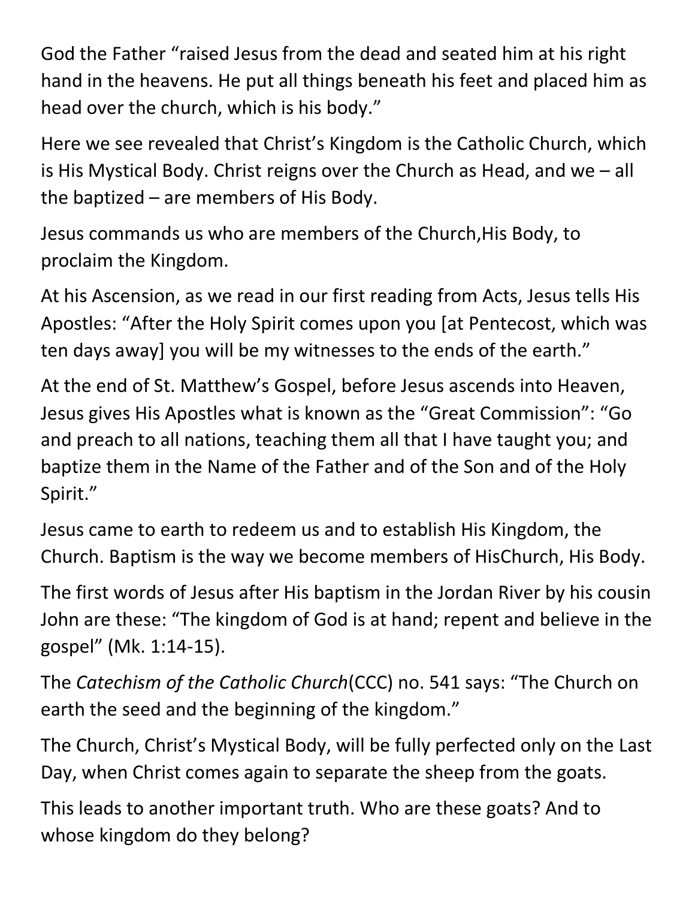God the Father "raised Jesus from the dead and seated him at his right hand in the heavens. He put all things beneath his feet and placed him as head over the church, which is his body."

Here we see revealed that Christ's Kingdom is the Catholic Church, which is His Mystical Body. Christ reigns over the Church as Head, and we – all the baptized – are members of His Body.

Jesus commands us who are members of the Church,His Body, to proclaim the Kingdom.

At his Ascension, as we read in our first reading from Acts, Jesus tells His Apostles: "After the Holy Spirit comes upon you [at Pentecost, which was ten days away] you will be my witnesses to the ends of the earth."

At the end of St. Matthew's Gospel, before Jesus ascends into Heaven, Jesus gives His Apostles what is known as the "Great Commission": "Go and preach to all nations, teaching them all that I have taught you; and baptize them in the Name of the Father and of the Son and of the Holy Spirit."

Jesus came to earth to redeem us and to establish His Kingdom, the Church. Baptism is the way we become members of HisChurch, His Body.

The first words of Jesus after His baptism in the Jordan River by his cousin John are these: "The kingdom of God is at hand; repent and believe in the gospel" (Mk. 1:14-15).

The *Catechism of the Catholic Church*(CCC) no. 541 says: "The Church on earth the seed and the beginning of the kingdom."

The Church, Christ's Mystical Body, will be fully perfected only on the Last Day, when Christ comes again to separate the sheep from the goats.

This leads to another important truth. Who are these goats? And to whose kingdom do they belong?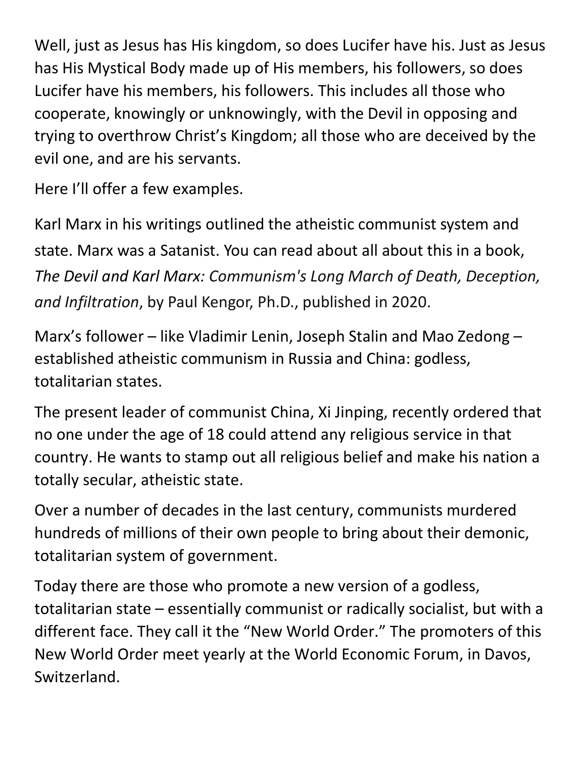Well, just as Jesus has His kingdom, so does Lucifer have his. Just as Jesus has His Mystical Body made up of His members, his followers, so does Lucifer have his members, his followers. This includes all those who cooperate, knowingly or unknowingly, with the Devil in opposing and trying to overthrow Christ's Kingdom; all those who are deceived by the evil one, and are his servants.

Here I'll offer a few examples.

Karl Marx in his writings outlined the atheistic communist system and state. Marx was a Satanist. You can read about all about this in a book, *The Devil and Karl Marx: Communism's Long March of Death, Deception, and Infiltration*, by Paul Kengor, Ph.D., published in 2020.

Marx's follower – like Vladimir Lenin, Joseph Stalin and Mao Zedong – established atheistic communism in Russia and China: godless, totalitarian states.

The present leader of communist China, Xi Jinping, recently ordered that no one under the age of 18 could attend any religious service in that country. He wants to stamp out all religious belief and make his nation a totally secular, atheistic state.

Over a number of decades in the last century, communists murdered hundreds of millions of their own people to bring about their demonic, totalitarian system of government.

Today there are those who promote a new version of a godless, totalitarian state – essentially communist or radically socialist, but with a different face. They call it the "New World Order." The promoters of this New World Order meet yearly at the World Economic Forum, in Davos, Switzerland.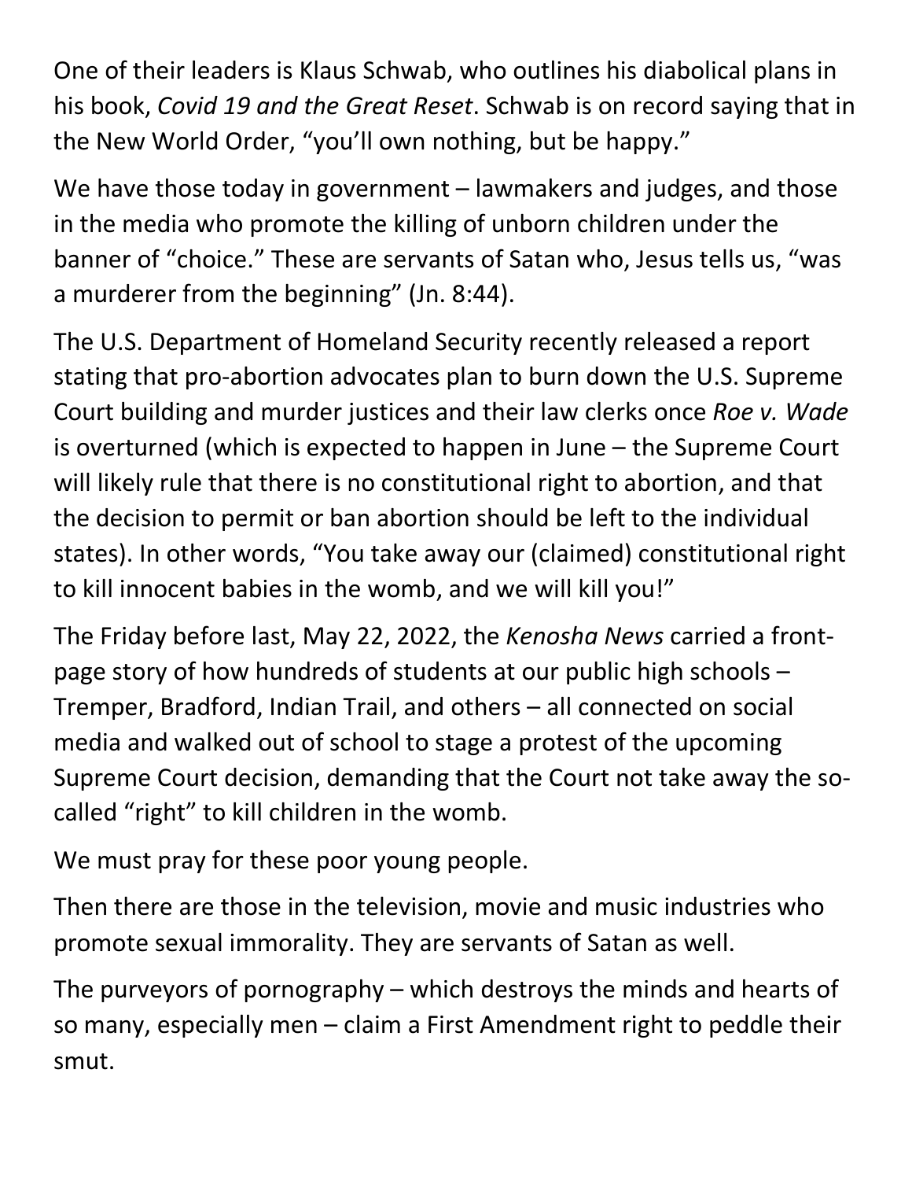One of their leaders is Klaus Schwab, who outlines his diabolical plans in his book, *Covid 19 and the Great Reset*. Schwab is on record saying that in the New World Order, “you’ll own nothing, but be happy.”

We have those today in government – lawmakers and judges, and those in the media who promote the killing of unborn children under the banner of “choice.” These are servants of Satan who, Jesus tells us, “was a murderer from the beginning” (Jn. 8:44).

The U.S. Department of Homeland Security recently released a report stating that pro-abortion advocates plan to burn down the U.S. Supreme Court building and murder justices and their law clerks once *Roe v. Wade* is overturned (which is expected to happen in June – the Supreme Court will likely rule that there is no constitutional right to abortion, and that the decision to permit or ban abortion should be left to the individual states). In other words, “You take away our (claimed) constitutional right to kill innocent babies in the womb, and we will kill you!”

The Friday before last, May 22, 2022, the *Kenosha News* carried a front-page story of how hundreds of students at our public high schools – Tremper, Bradford, Indian Trail, and others – all connected on social media and walked out of school to stage a protest of the upcoming Supreme Court decision, demanding that the Court not take away the so-called “right” to kill children in the womb.

We must pray for these poor young people.

Then there are those in the television, movie and music industries who promote sexual immorality. They are servants of Satan as well.

The purveyors of pornography – which destroys the minds and hearts of so many, especially men – claim a First Amendment right to peddle their smut.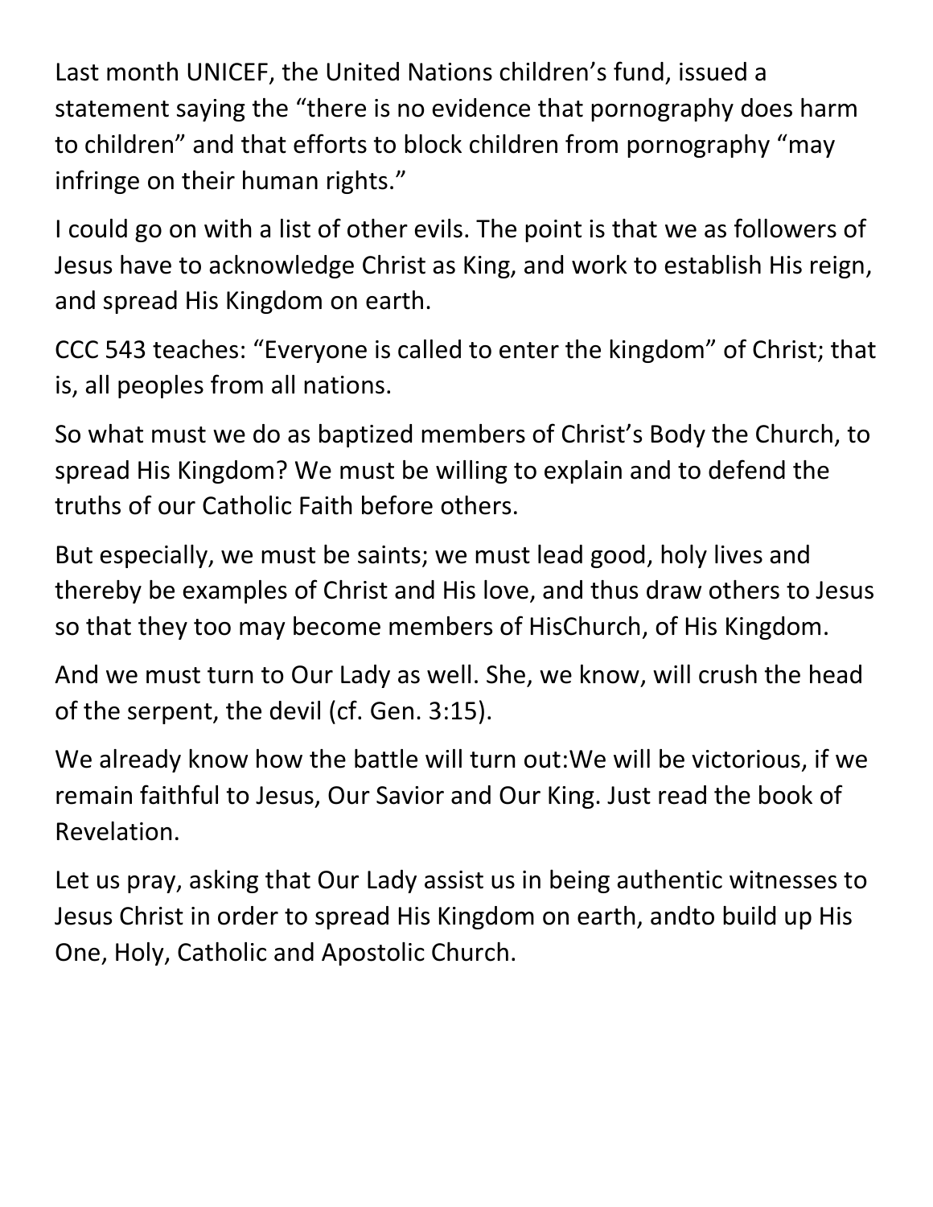Last month UNICEF, the United Nations children's fund, issued a statement saying the "there is no evidence that pornography does harm to children" and that efforts to block children from pornography "may infringe on their human rights."

I could go on with a list of other evils. The point is that we as followers of Jesus have to acknowledge Christ as King, and work to establish His reign, and spread His Kingdom on earth.

CCC 543 teaches: "Everyone is called to enter the kingdom" of Christ; that is, all peoples from all nations.

So what must we do as baptized members of Christ's Body the Church, to spread His Kingdom? We must be willing to explain and to defend the truths of our Catholic Faith before others.

But especially, we must be saints; we must lead good, holy lives and thereby be examples of Christ and His love, and thus draw others to Jesus so that they too may become members of HisChurch, of His Kingdom.

And we must turn to Our Lady as well. She, we know, will crush the head of the serpent, the devil (cf. Gen. 3:15).

We already know how the battle will turn out:We will be victorious, if we remain faithful to Jesus, Our Savior and Our King. Just read the book of Revelation.

Let us pray, asking that Our Lady assist us in being authentic witnesses to Jesus Christ in order to spread His Kingdom on earth, andto build up His One, Holy, Catholic and Apostolic Church.